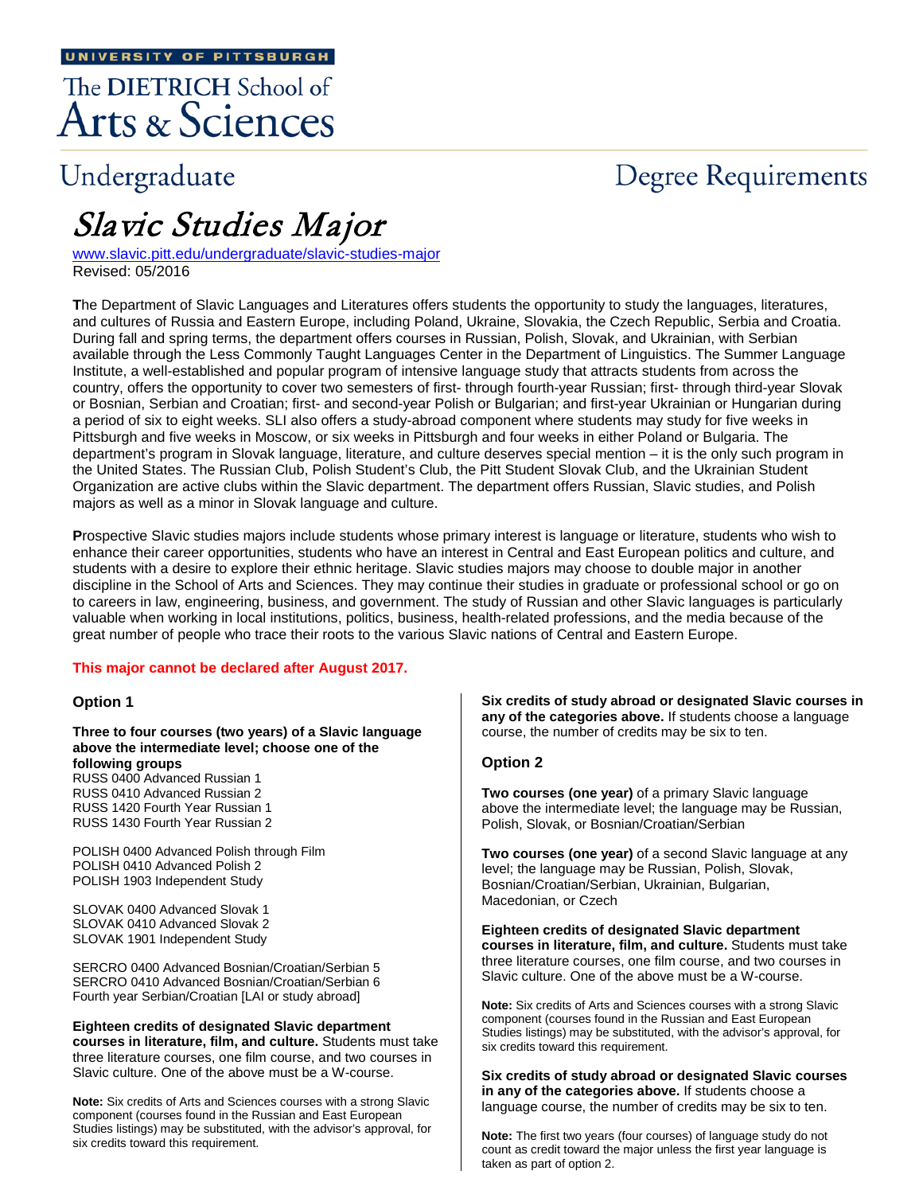UNIVERSITY OF PITTSBURGH

The DIETRICH School of Arts & Sciences

Undergraduate

Degree Requirements

# *Slavic Studies Major*

www.slavic.pitt.edu/undergraduate/slavic-studies-major
Revised: 05/2016

**T**he Department of Slavic Languages and Literatures offers students the opportunity to study the languages, literatures, and cultures of Russia and Eastern Europe, including Poland, Ukraine, Slovakia, the Czech Republic, Serbia and Croatia. During fall and spring terms, the department offers courses in Russian, Polish, Slovak, and Ukrainian, with Serbian available through the Less Commonly Taught Languages Center in the Department of Linguistics. The Summer Language Institute, a well-established and popular program of intensive language study that attracts students from across the country, offers the opportunity to cover two semesters of first- through fourth-year Russian; first- through third-year Slovak or Bosnian, Serbian and Croatian; first- and second-year Polish or Bulgarian; and first-year Ukrainian or Hungarian during a period of six to eight weeks. SLI also offers a study-abroad component where students may study for five weeks in Pittsburgh and five weeks in Moscow, or six weeks in Pittsburgh and four weeks in either Poland or Bulgaria. The department's program in Slovak language, literature, and culture deserves special mention – it is the only such program in the United States. The Russian Club, Polish Student's Club, the Pitt Student Slovak Club, and the Ukrainian Student Organization are active clubs within the Slavic department. The department offers Russian, Slavic studies, and Polish majors as well as a minor in Slovak language and culture.

**P**rospective Slavic studies majors include students whose primary interest is language or literature, students who wish to enhance their career opportunities, students who have an interest in Central and East European politics and culture, and students with a desire to explore their ethnic heritage. Slavic studies majors may choose to double major in another discipline in the School of Arts and Sciences. They may continue their studies in graduate or professional school or go on to careers in law, engineering, business, and government. The study of Russian and other Slavic languages is particularly valuable when working in local institutions, politics, business, health-related professions, and the media because of the great number of people who trace their roots to the various Slavic nations of Central and Eastern Europe.

**This major cannot be declared after August 2017.**

### Option 1

**Three to four courses (two years) of a Slavic language above the intermediate level; choose one of the following groups**

RUSS 0400 Advanced Russian 1
RUSS 0410 Advanced Russian 2
RUSS 1420 Fourth Year Russian 1
RUSS 1430 Fourth Year Russian 2

POLISH 0400 Advanced Polish through Film
POLISH 0410 Advanced Polish 2
POLISH 1903 Independent Study

SLOVAK 0400 Advanced Slovak 1
SLOVAK 0410 Advanced Slovak 2
SLOVAK 1901 Independent Study

SERCRO 0400 Advanced Bosnian/Croatian/Serbian 5
SERCRO 0410 Advanced Bosnian/Croatian/Serbian 6
Fourth year Serbian/Croatian [LAI or study abroad]

**Eighteen credits of designated Slavic department courses in literature, film, and culture.** Students must take three literature courses, one film course, and two courses in Slavic culture. One of the above must be a W-course.

**Note:** Six credits of Arts and Sciences courses with a strong Slavic component (courses found in the Russian and East European Studies listings) may be substituted, with the advisor's approval, for six credits toward this requirement.

**Six credits of study abroad or designated Slavic courses in any of the categories above.** If students choose a language course, the number of credits may be six to ten.

### Option 2

**Two courses (one year)** of a primary Slavic language above the intermediate level; the language may be Russian, Polish, Slovak, or Bosnian/Croatian/Serbian

**Two courses (one year)** of a second Slavic language at any level; the language may be Russian, Polish, Slovak, Bosnian/Croatian/Serbian, Ukrainian, Bulgarian, Macedonian, or Czech

**Eighteen credits of designated Slavic department courses in literature, film, and culture.** Students must take three literature courses, one film course, and two courses in Slavic culture. One of the above must be a W-course.

**Note:** Six credits of Arts and Sciences courses with a strong Slavic component (courses found in the Russian and East European Studies listings) may be substituted, with the advisor's approval, for six credits toward this requirement.

**Six credits of study abroad or designated Slavic courses in any of the categories above.** If students choose a language course, the number of credits may be six to ten.

**Note:** The first two years (four courses) of language study do not count as credit toward the major unless the first year language is taken as part of option 2.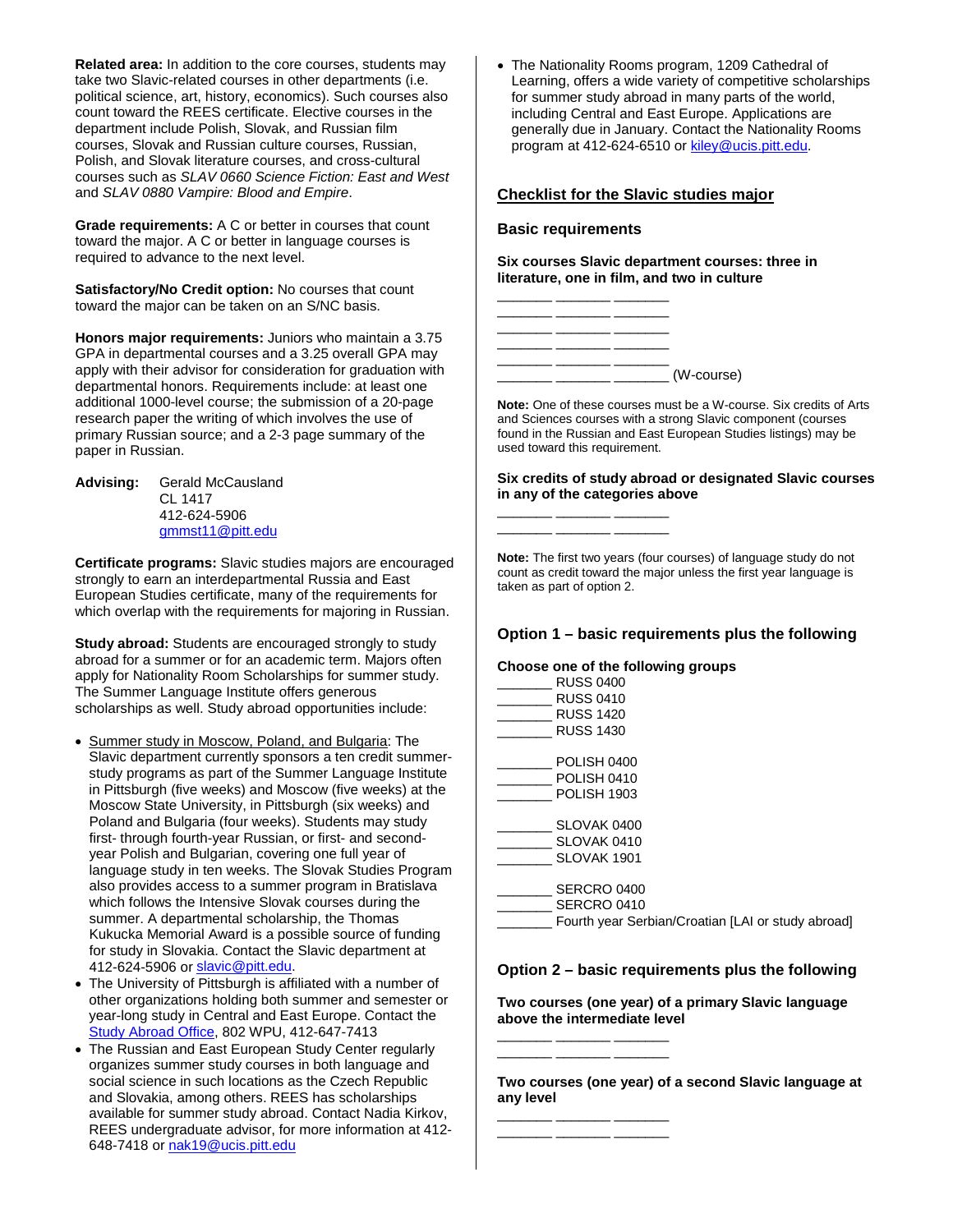**Related area:** In addition to the core courses, students may take two Slavic-related courses in other departments (i.e. political science, art, history, economics). Such courses also count toward the REES certificate. Elective courses in the department include Polish, Slovak, and Russian film courses, Slovak and Russian culture courses, Russian, Polish, and Slovak literature courses, and cross-cultural courses such as *SLAV 0660 Science Fiction: East and West* and *SLAV 0880 Vampire: Blood and Empire*.

**Grade requirements:** A C or better in courses that count toward the major. A C or better in language courses is required to advance to the next level.

**Satisfactory/No Credit option:** No courses that count toward the major can be taken on an S/NC basis.

**Honors major requirements:** Juniors who maintain a 3.75 GPA in departmental courses and a 3.25 overall GPA may apply with their advisor for consideration for graduation with departmental honors. Requirements include: at least one additional 1000-level course; the submission of a 20-page research paper the writing of which involves the use of primary Russian source; and a 2-3 page summary of the paper in Russian.

**Advising:** Gerald McCausland
CL 1417
412-624-5906
gmmst11@pitt.edu

**Certificate programs:** Slavic studies majors are encouraged strongly to earn an interdepartmental Russia and East European Studies certificate, many of the requirements for which overlap with the requirements for majoring in Russian.

**Study abroad:** Students are encouraged strongly to study abroad for a summer or for an academic term. Majors often apply for Nationality Room Scholarships for summer study. The Summer Language Institute offers generous scholarships as well. Study abroad opportunities include:

- Summer study in Moscow, Poland, and Bulgaria: The Slavic department currently sponsors a ten credit summer-study programs as part of the Summer Language Institute in Pittsburgh (five weeks) and Moscow (five weeks) at the Moscow State University, in Pittsburgh (six weeks) and Poland and Bulgaria (four weeks). Students may study first- through fourth-year Russian, or first- and second-year Polish and Bulgarian, covering one full year of language study in ten weeks. The Slovak Studies Program also provides access to a summer program in Bratislava which follows the Intensive Slovak courses during the summer. A departmental scholarship, the Thomas Kukucka Memorial Award is a possible source of funding for study in Slovakia. Contact the Slavic department at 412-624-5906 or slavic@pitt.edu.
- The University of Pittsburgh is affiliated with a number of other organizations holding both summer and semester or year-long study in Central and East Europe. Contact the Study Abroad Office, 802 WPU, 412-647-7413
- The Russian and East European Study Center regularly organizes summer study courses in both language and social science in such locations as the Czech Republic and Slovakia, among others. REES has scholarships available for summer study abroad. Contact Nadia Kirkov, REES undergraduate advisor, for more information at 412-648-7418 or nak19@ucis.pitt.edu
- The Nationality Rooms program, 1209 Cathedral of Learning, offers a wide variety of competitive scholarships for summer study abroad in many parts of the world, including Central and East Europe. Applications are generally due in January. Contact the Nationality Rooms program at 412-624-6510 or kiley@ucis.pitt.edu.

## Checklist for the Slavic studies major

### Basic requirements

**Six courses Slavic department courses: three in literature, one in film, and two in culture**

_______ _______ _______
_______ _______ _______
_______ _______ _______
_______ _______ _______
_______ _______ _______ (W-course)

**Note:** One of these courses must be a W-course. Six credits of Arts and Sciences courses with a strong Slavic component (courses found in the Russian and East European Studies listings) may be used toward this requirement.

**Six credits of study abroad or designated Slavic courses in any of the categories above**

_______ _______ _______
_______ _______ _______

**Note:** The first two years (four courses) of language study do not count as credit toward the major unless the first year language is taken as part of option 2.

### Option 1 – basic requirements plus the following

**Choose one of the following groups**

_______ RUSS 0400
_______ RUSS 0410
_______ RUSS 1420
_______ RUSS 1430

_______ POLISH 0400
_______ POLISH 0410
_______ POLISH 1903

_______ SLOVAK 0400
_______ SLOVAK 0410
_______ SLOVAK 1901

_______ SERCRO 0400
_______ SERCRO 0410
_______ Fourth year Serbian/Croatian [LAI or study abroad]

### Option 2 – basic requirements plus the following

**Two courses (one year) of a primary Slavic language above the intermediate level**

_______ _______ _______
_______ _______ _______

**Two courses (one year) of a second Slavic language at any level**

_______ _______ _______
_______ _______ _______